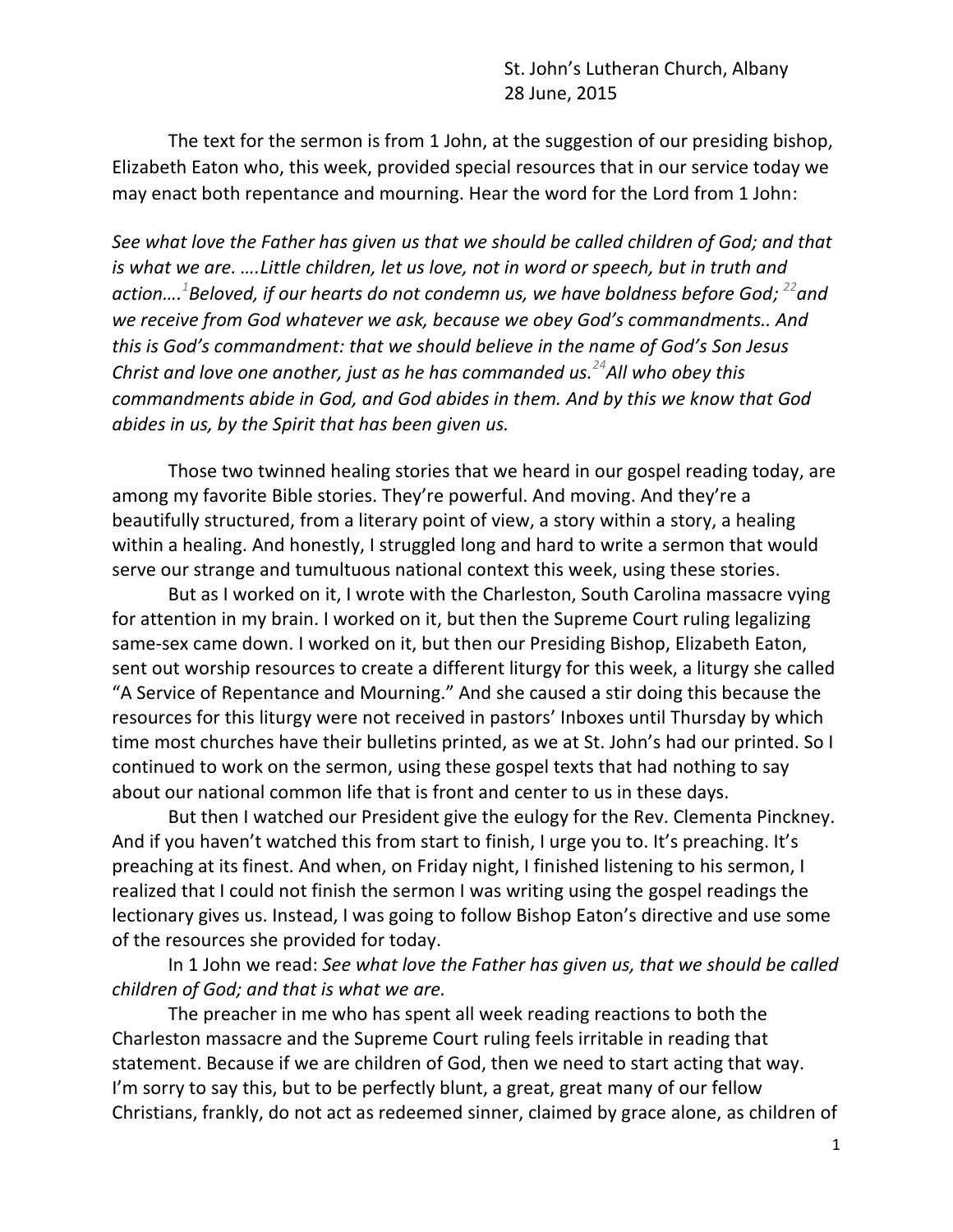St. John's Lutheran Church, Albany
28 June, 2015

The text for the sermon is from 1 John, at the suggestion of our presiding bishop, Elizabeth Eaton who, this week, provided special resources that in our service today we may enact both repentance and mourning. Hear the word for the Lord from 1 John:

*See what love the Father has given us that we should be called children of God; and that is what we are. ….Little children, let us love, not in word or speech, but in truth and action….[1]Beloved, if our hearts do not condemn us, we have boldness before God; [22]and we receive from God whatever we ask, because we obey God's commandments.. And this is God's commandment: that we should believe in the name of God's Son Jesus Christ and love one another, just as he has commanded us.[24]All who obey this commandments abide in God, and God abides in them. And by this we know that God abides in us, by the Spirit that has been given us.*

Those two twinned healing stories that we heard in our gospel reading today, are among my favorite Bible stories. They're powerful. And moving. And they're a beautifully structured, from a literary point of view, a story within a story, a healing within a healing. And honestly, I struggled long and hard to write a sermon that would serve our strange and tumultuous national context this week, using these stories.

But as I worked on it, I wrote with the Charleston, South Carolina massacre vying for attention in my brain. I worked on it, but then the Supreme Court ruling legalizing same-sex came down. I worked on it, but then our Presiding Bishop, Elizabeth Eaton, sent out worship resources to create a different liturgy for this week, a liturgy she called "A Service of Repentance and Mourning." And she caused a stir doing this because the resources for this liturgy were not received in pastors' Inboxes until Thursday by which time most churches have their bulletins printed, as we at St. John's had our printed. So I continued to work on the sermon, using these gospel texts that had nothing to say about our national common life that is front and center to us in these days.

But then I watched our President give the eulogy for the Rev. Clementa Pinckney. And if you haven't watched this from start to finish, I urge you to. It's preaching. It's preaching at its finest. And when, on Friday night, I finished listening to his sermon, I realized that I could not finish the sermon I was writing using the gospel readings the lectionary gives us. Instead, I was going to follow Bishop Eaton's directive and use some of the resources she provided for today.

In 1 John we read: *See what love the Father has given us, that we should be called children of God; and that is what we are.*

The preacher in me who has spent all week reading reactions to both the Charleston massacre and the Supreme Court ruling feels irritable in reading that statement. Because if we are children of God, then we need to start acting that way. I'm sorry to say this, but to be perfectly blunt, a great, great many of our fellow Christians, frankly, do not act as redeemed sinner, claimed by grace alone, as children of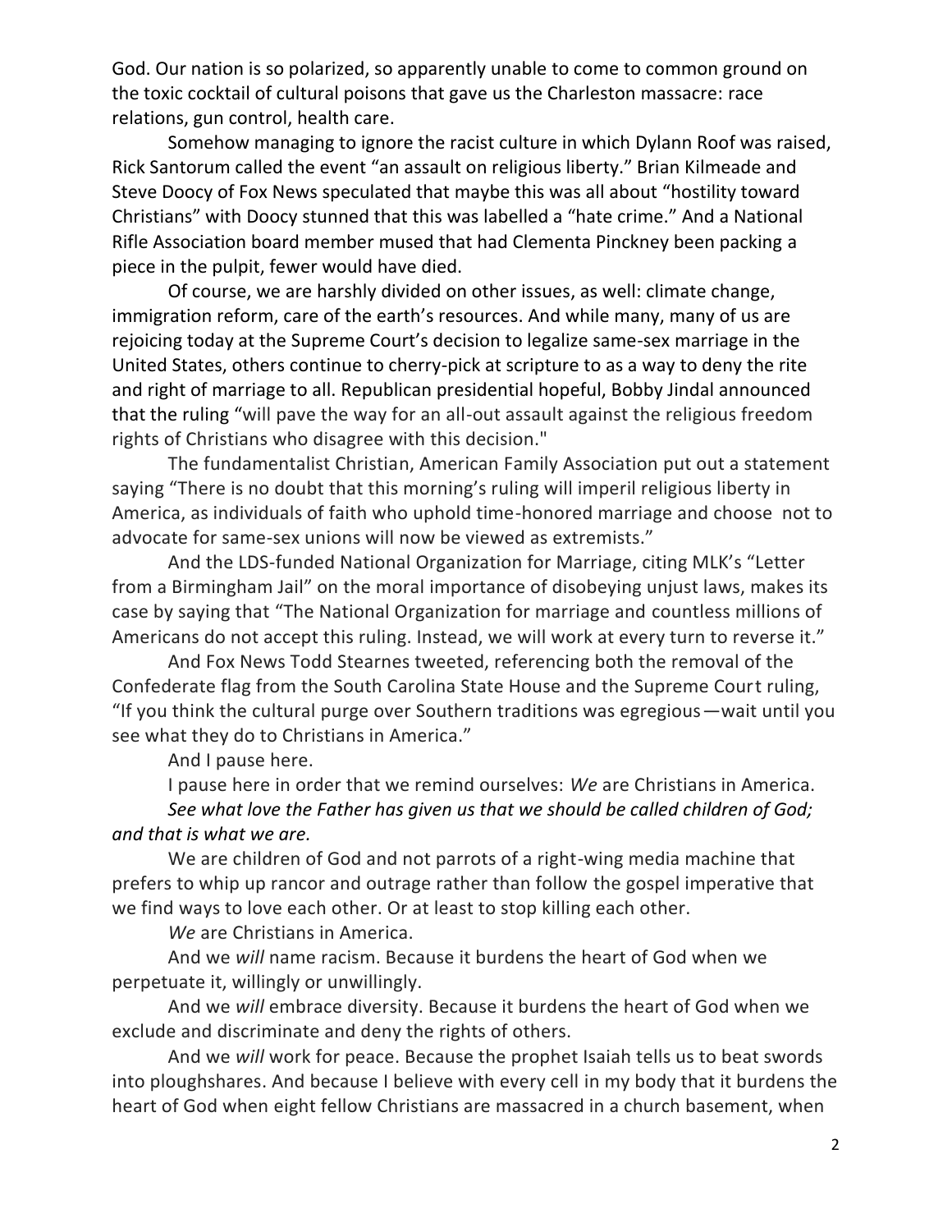God. Our nation is so polarized, so apparently unable to come to common ground on the toxic cocktail of cultural poisons that gave us the Charleston massacre: race relations, gun control, health care.

Somehow managing to ignore the racist culture in which Dylann Roof was raised, Rick Santorum called the event "an assault on religious liberty." Brian Kilmeade and Steve Doocy of Fox News speculated that maybe this was all about "hostility toward Christians" with Doocy stunned that this was labelled a "hate crime." And a National Rifle Association board member mused that had Clementa Pinckney been packing a piece in the pulpit, fewer would have died.

Of course, we are harshly divided on other issues, as well: climate change, immigration reform, care of the earth's resources. And while many, many of us are rejoicing today at the Supreme Court's decision to legalize same-sex marriage in the United States, others continue to cherry-pick at scripture to as a way to deny the rite and right of marriage to all. Republican presidential hopeful, Bobby Jindal announced that the ruling "will pave the way for an all-out assault against the religious freedom rights of Christians who disagree with this decision."

The fundamentalist Christian, American Family Association put out a statement saying "There is no doubt that this morning's ruling will imperil religious liberty in America, as individuals of faith who uphold time-honored marriage and choose not to advocate for same-sex unions will now be viewed as extremists."

And the LDS-funded National Organization for Marriage, citing MLK's "Letter from a Birmingham Jail" on the moral importance of disobeying unjust laws, makes its case by saying that "The National Organization for marriage and countless millions of Americans do not accept this ruling. Instead, we will work at every turn to reverse it."

And Fox News Todd Stearnes tweeted, referencing both the removal of the Confederate flag from the South Carolina State House and the Supreme Court ruling, "If you think the cultural purge over Southern traditions was egregious—wait until you see what they do to Christians in America."

And I pause here.

I pause here in order that we remind ourselves: *We* are Christians in America.

*See what love the Father has given us that we should be called children of God; and that is what we are.*

We are children of God and not parrots of a right-wing media machine that prefers to whip up rancor and outrage rather than follow the gospel imperative that we find ways to love each other. Or at least to stop killing each other.

*We* are Christians in America.

And we *will* name racism. Because it burdens the heart of God when we perpetuate it, willingly or unwillingly.

And we *will* embrace diversity. Because it burdens the heart of God when we exclude and discriminate and deny the rights of others.

And we *will* work for peace. Because the prophet Isaiah tells us to beat swords into ploughshares. And because I believe with every cell in my body that it burdens the heart of God when eight fellow Christians are massacred in a church basement, when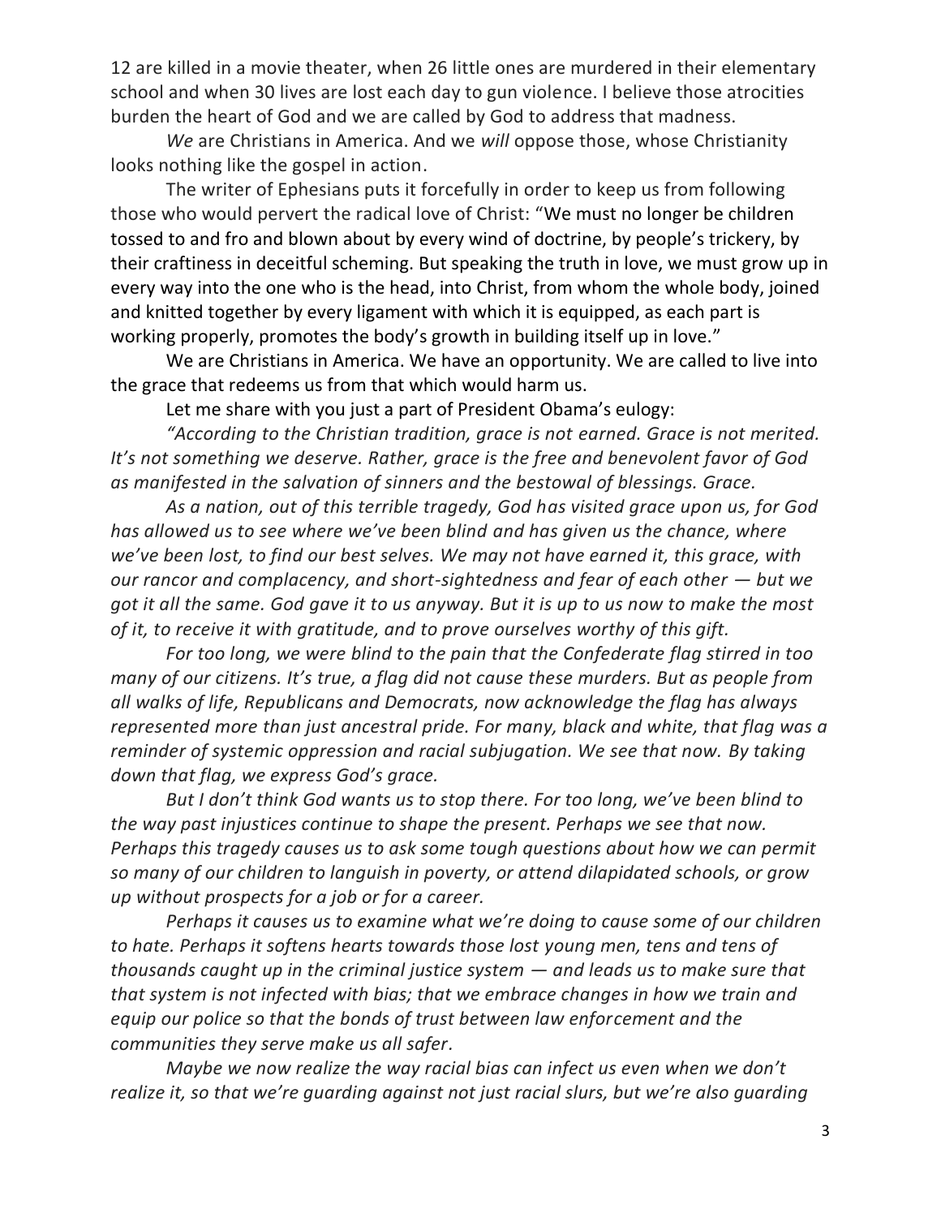12 are killed in a movie theater, when 26 little ones are murdered in their elementary school and when 30 lives are lost each day to gun violence. I believe those atrocities burden the heart of God and we are called by God to address that madness.

*We* are Christians in America. And we *will* oppose those, whose Christianity looks nothing like the gospel in action.

The writer of Ephesians puts it forcefully in order to keep us from following those who would pervert the radical love of Christ: "We must no longer be children tossed to and fro and blown about by every wind of doctrine, by people's trickery, by their craftiness in deceitful scheming. But speaking the truth in love, we must grow up in every way into the one who is the head, into Christ, from whom the whole body, joined and knitted together by every ligament with which it is equipped, as each part is working properly, promotes the body's growth in building itself up in love."

We are Christians in America. We have an opportunity. We are called to live into the grace that redeems us from that which would harm us.

Let me share with you just a part of President Obama's eulogy:

*"According to the Christian tradition, grace is not earned. Grace is not merited. It's not something we deserve. Rather, grace is the free and benevolent favor of God as manifested in the salvation of sinners and the bestowal of blessings. Grace.*

*As a nation, out of this terrible tragedy, God has visited grace upon us, for God has allowed us to see where we've been blind and has given us the chance, where we've been lost, to find our best selves. We may not have earned it, this grace, with our rancor and complacency, and short-sightedness and fear of each other — but we got it all the same. God gave it to us anyway. But it is up to us now to make the most of it, to receive it with gratitude, and to prove ourselves worthy of this gift.*

*For too long, we were blind to the pain that the Confederate flag stirred in too many of our citizens. It's true, a flag did not cause these murders. But as people from all walks of life, Republicans and Democrats, now acknowledge the flag has always represented more than just ancestral pride. For many, black and white, that flag was a reminder of systemic oppression and racial subjugation. We see that now. By taking down that flag, we express God's grace.*

*But I don't think God wants us to stop there. For too long, we've been blind to the way past injustices continue to shape the present. Perhaps we see that now. Perhaps this tragedy causes us to ask some tough questions about how we can permit so many of our children to languish in poverty, or attend dilapidated schools, or grow up without prospects for a job or for a career.*

*Perhaps it causes us to examine what we're doing to cause some of our children to hate. Perhaps it softens hearts towards those lost young men, tens and tens of thousands caught up in the criminal justice system — and leads us to make sure that that system is not infected with bias; that we embrace changes in how we train and equip our police so that the bonds of trust between law enforcement and the communities they serve make us all safer.*

*Maybe we now realize the way racial bias can infect us even when we don't realize it, so that we're guarding against not just racial slurs, but we're also guarding*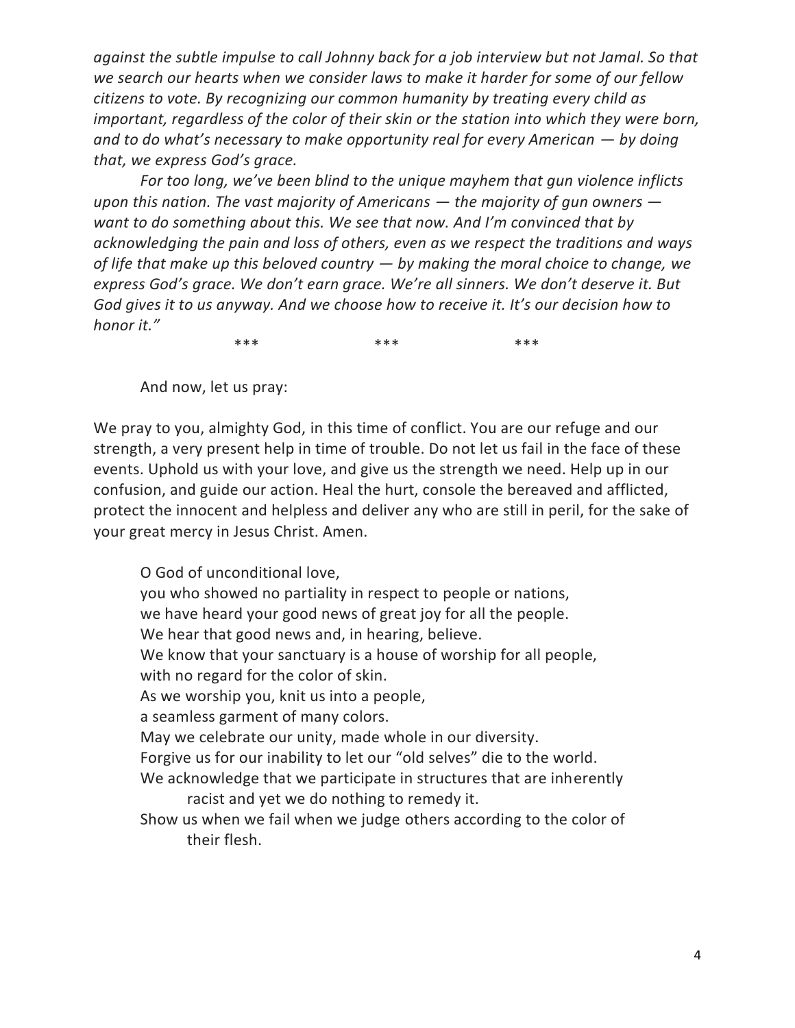*against the subtle impulse to call Johnny back for a job interview but not Jamal. So that we search our hearts when we consider laws to make it harder for some of our fellow citizens to vote. By recognizing our common humanity by treating every child as important, regardless of the color of their skin or the station into which they were born, and to do what's necessary to make opportunity real for every American — by doing that, we express God's grace.*

*For too long, we've been blind to the unique mayhem that gun violence inflicts upon this nation. The vast majority of Americans — the majority of gun owners — want to do something about this. We see that now. And I'm convinced that by acknowledging the pain and loss of others, even as we respect the traditions and ways of life that make up this beloved country — by making the moral choice to change, we express God's grace. We don't earn grace. We're all sinners. We don't deserve it. But God gives it to us anyway. And we choose how to receive it. It's our decision how to honor it."*

\*\*\*　　　　\*\*\*　　　　\*\*\*

And now, let us pray:

We pray to you, almighty God, in this time of conflict. You are our refuge and our strength, a very present help in time of trouble. Do not let us fail in the face of these events. Uphold us with your love, and give us the strength we need. Help up in our confusion, and guide our action. Heal the hurt, console the bereaved and afflicted, protect the innocent and helpless and deliver any who are still in peril, for the sake of your great mercy in Jesus Christ. Amen.

O God of unconditional love,
you who showed no partiality in respect to people or nations,
we have heard your good news of great joy for all the people.
We hear that good news and, in hearing, believe.
We know that your sanctuary is a house of worship for all people,
with no regard for the color of skin.
As we worship you, knit us into a people,
a seamless garment of many colors.
May we celebrate our unity, made whole in our diversity.
Forgive us for our inability to let our "old selves" die to the world.
We acknowledge that we participate in structures that are inherently racist and yet we do nothing to remedy it.
Show us when we fail when we judge others according to the color of their flesh.